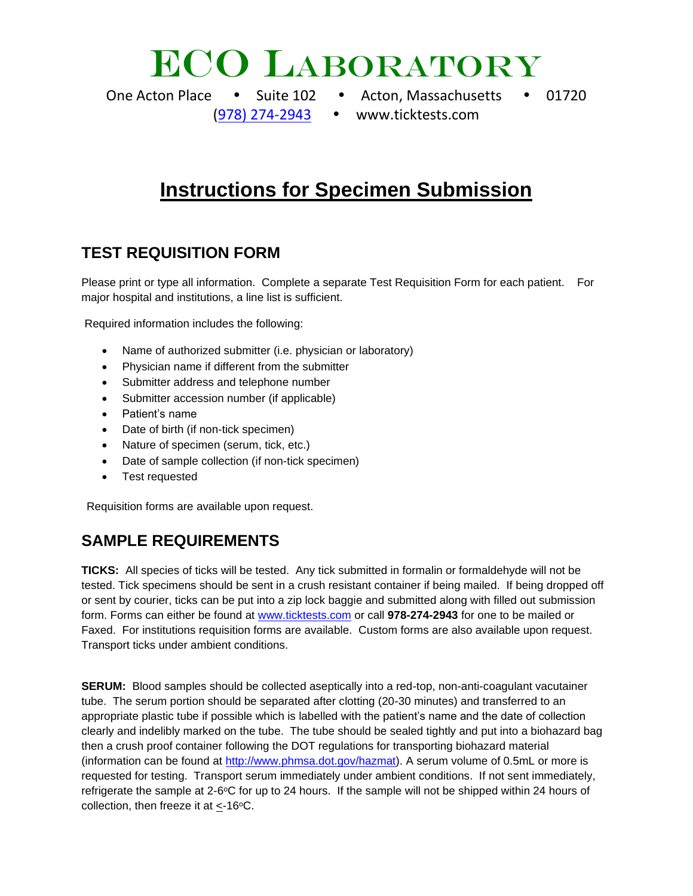# ECO LABORATORY

One Acton Place • Suite 102 • Acton, Massachusetts • 01720

(978) 274-2943 • www.ticktests.com

# Instructions for Specimen Submission

## TEST REQUISITION FORM

Please print or type all information. Complete a separate Test Requisition Form for each patient. For major hospital and institutions, a line list is sufficient.

Required information includes the following:

- Name of authorized submitter (i.e. physician or laboratory)
- Physician name if different from the submitter
- Submitter address and telephone number
- Submitter accession number (if applicable)
- Patient's name
- Date of birth (if non-tick specimen)
- Nature of specimen (serum, tick, etc.)
- Date of sample collection (if non-tick specimen)
- Test requested

Requisition forms are available upon request.

## SAMPLE REQUIREMENTS

**TICKS:** All species of ticks will be tested. Any tick submitted in formalin or formaldehyde will not be tested. Tick specimens should be sent in a crush resistant container if being mailed. If being dropped off or sent by courier, ticks can be put into a zip lock baggie and submitted along with filled out submission form. Forms can either be found at www.ticktests.com or call **978-274-2943** for one to be mailed or Faxed. For institutions requisition forms are available. Custom forms are also available upon request. Transport ticks under ambient conditions.

**SERUM:** Blood samples should be collected aseptically into a red-top, non-anti-coagulant vacutainer tube. The serum portion should be separated after clotting (20-30 minutes) and transferred to an appropriate plastic tube if possible which is labelled with the patient's name and the date of collection clearly and indelibly marked on the tube. The tube should be sealed tightly and put into a biohazard bag then a crush proof container following the DOT regulations for transporting biohazard material (information can be found at http://www.phmsa.dot.gov/hazmat). A serum volume of 0.5mL or more is requested for testing. Transport serum immediately under ambient conditions. If not sent immediately, refrigerate the sample at 2-6°C for up to 24 hours. If the sample will not be shipped within 24 hours of collection, then freeze it at ≤-16°C.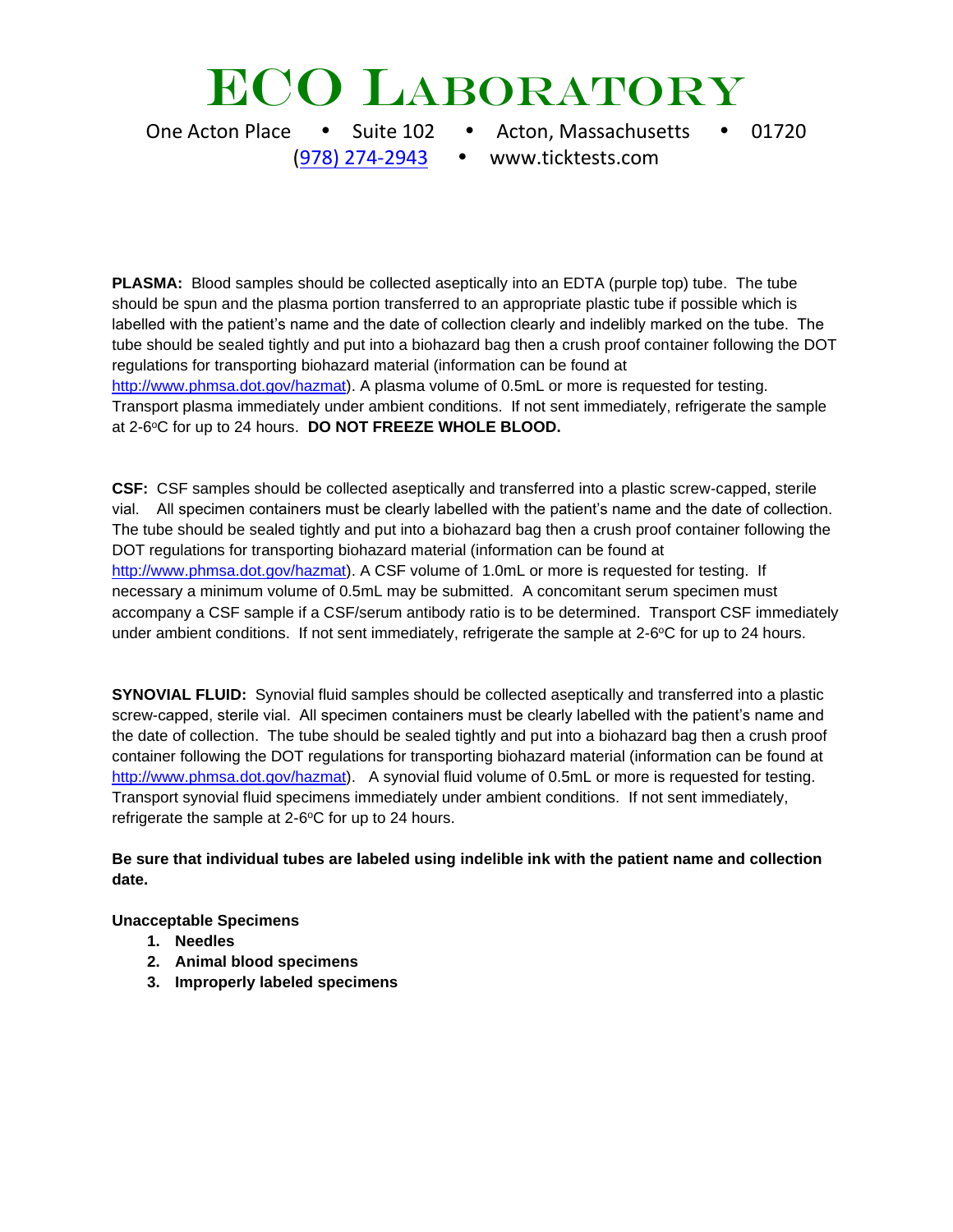# ECO Laboratory

One Acton Place • Suite 102 • Acton, Massachusetts • 01720
(978) 274-2943 • www.ticktests.com

**PLASMA:** Blood samples should be collected aseptically into an EDTA (purple top) tube. The tube should be spun and the plasma portion transferred to an appropriate plastic tube if possible which is labelled with the patient's name and the date of collection clearly and indelibly marked on the tube. The tube should be sealed tightly and put into a biohazard bag then a crush proof container following the DOT regulations for transporting biohazard material (information can be found at http://www.phmsa.dot.gov/hazmat). A plasma volume of 0.5mL or more is requested for testing. Transport plasma immediately under ambient conditions. If not sent immediately, refrigerate the sample at 2-6°C for up to 24 hours. **DO NOT FREEZE WHOLE BLOOD.**

**CSF:** CSF samples should be collected aseptically and transferred into a plastic screw-capped, sterile vial. All specimen containers must be clearly labelled with the patient's name and the date of collection. The tube should be sealed tightly and put into a biohazard bag then a crush proof container following the DOT regulations for transporting biohazard material (information can be found at http://www.phmsa.dot.gov/hazmat). A CSF volume of 1.0mL or more is requested for testing. If necessary a minimum volume of 0.5mL may be submitted. A concomitant serum specimen must accompany a CSF sample if a CSF/serum antibody ratio is to be determined. Transport CSF immediately under ambient conditions. If not sent immediately, refrigerate the sample at 2-6°C for up to 24 hours.

**SYNOVIAL FLUID:** Synovial fluid samples should be collected aseptically and transferred into a plastic screw-capped, sterile vial. All specimen containers must be clearly labelled with the patient's name and the date of collection. The tube should be sealed tightly and put into a biohazard bag then a crush proof container following the DOT regulations for transporting biohazard material (information can be found at http://www.phmsa.dot.gov/hazmat). A synovial fluid volume of 0.5mL or more is requested for testing. Transport synovial fluid specimens immediately under ambient conditions. If not sent immediately, refrigerate the sample at 2-6°C for up to 24 hours.

**Be sure that individual tubes are labeled using indelible ink with the patient name and collection date.**

**Unacceptable Specimens**

1. **Needles**
2. **Animal blood specimens**
3. **Improperly labeled specimens**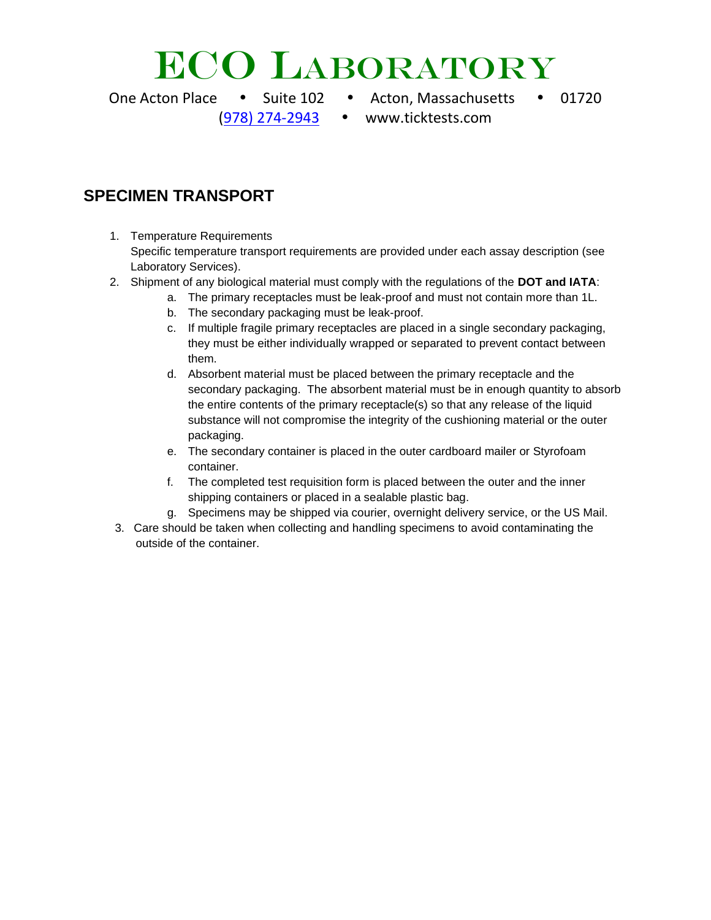# ECO LABORATORY

One Acton Place • Suite 102 • Acton, Massachusetts • 01720
(978) 274-2943 • www.ticktests.com

## SPECIMEN TRANSPORT

1. Temperature Requirements
   Specific temperature transport requirements are provided under each assay description (see Laboratory Services).
2. Shipment of any biological material must comply with the regulations of the **DOT and IATA**:
   a. The primary receptacles must be leak-proof and must not contain more than 1L.
   b. The secondary packaging must be leak-proof.
   c. If multiple fragile primary receptacles are placed in a single secondary packaging, they must be either individually wrapped or separated to prevent contact between them.
   d. Absorbent material must be placed between the primary receptacle and the secondary packaging. The absorbent material must be in enough quantity to absorb the entire contents of the primary receptacle(s) so that any release of the liquid substance will not compromise the integrity of the cushioning material or the outer packaging.
   e. The secondary container is placed in the outer cardboard mailer or Styrofoam container.
   f. The completed test requisition form is placed between the outer and the inner shipping containers or placed in a sealable plastic bag.
   g. Specimens may be shipped via courier, overnight delivery service, or the US Mail.
3. Care should be taken when collecting and handling specimens to avoid contaminating the outside of the container.